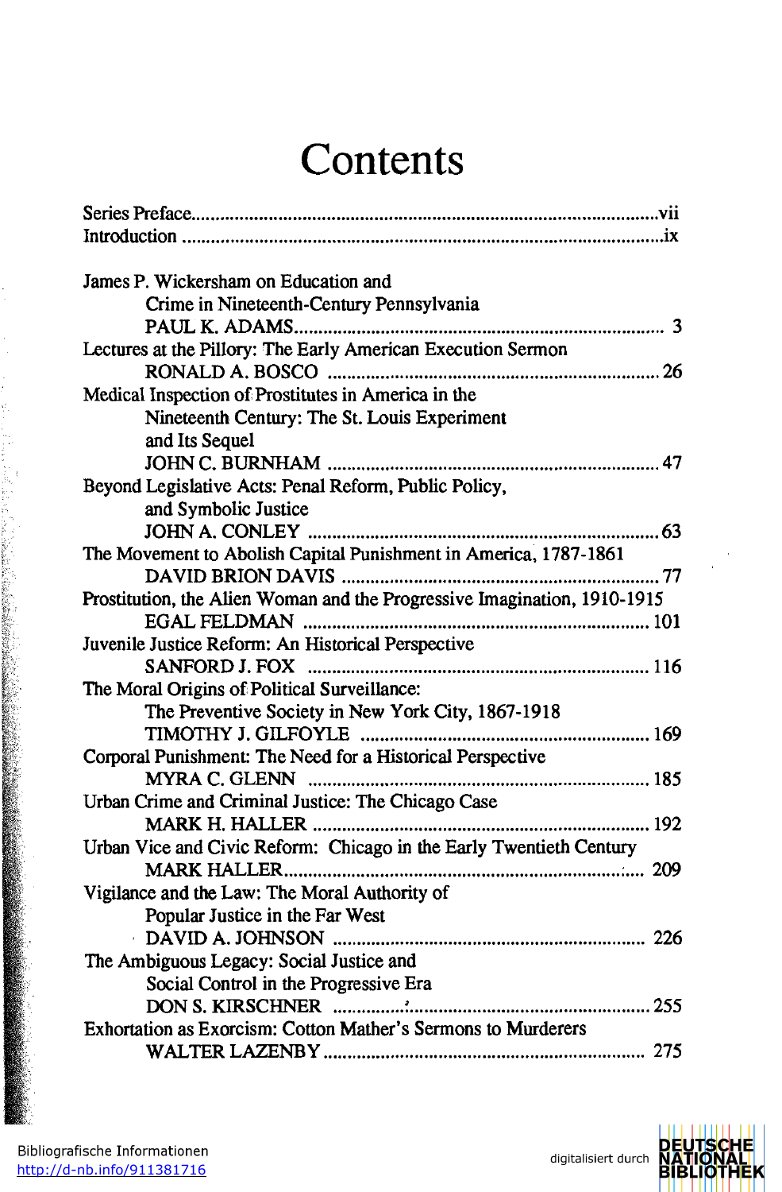# Contents

Series Preface....................................................................................................vii
Introduction .......................................................................................................ix

James P. Wickersham on Education and
Crime in Nineteenth-Century Pennsylvania
PAUL K. ADAMS.............................................................................. 3

Lectures at the Pillory: The Early American Execution Sermon
RONALD A. BOSCO ...................................................................... 26

Medical Inspection of Prostitutes in America in the
Nineteenth Century: The St. Louis Experiment
and Its Sequel
JOHN C. BURNHAM ...................................................................... 47

Beyond Legislative Acts: Penal Reform, Public Policy,
and Symbolic Justice
JOHN A. CONLEY .......................................................................... 63

The Movement to Abolish Capital Punishment in America, 1787-1861
DAVID BRION DAVIS ................................................................... 77

Prostitution, the Alien Woman and the Progressive Imagination, 1910-1915
EGAL FELDMAN .......................................................................... 101

Juvenile Justice Reform: An Historical Perspective
SANFORD J. FOX ......................................................................... 116

The Moral Origins of Political Surveillance:
The Preventive Society in New York City, 1867-1918
TIMOTHY J. GILFOYLE ............................................................... 169

Corporal Punishment: The Need for a Historical Perspective
MYRA C. GLENN .......................................................................... 185

Urban Crime and Criminal Justice: The Chicago Case
MARK H. HALLER ........................................................................ 192

Urban Vice and Civic Reform: Chicago in the Early Twentieth Century
MARK HALLER.............................................................................. 209

Vigilance and the Law: The Moral Authority of
Popular Justice in the Far West
DAVID A. JOHNSON ................................................................... 226

The Ambiguous Legacy: Social Justice and
Social Control in the Progressive Era
DON S. KIRSCHNER ..................................................................... 255

Exhortation as Exorcism: Cotton Mather's Sermons to Murderers
WALTER LAZENBY ..................................................................... 275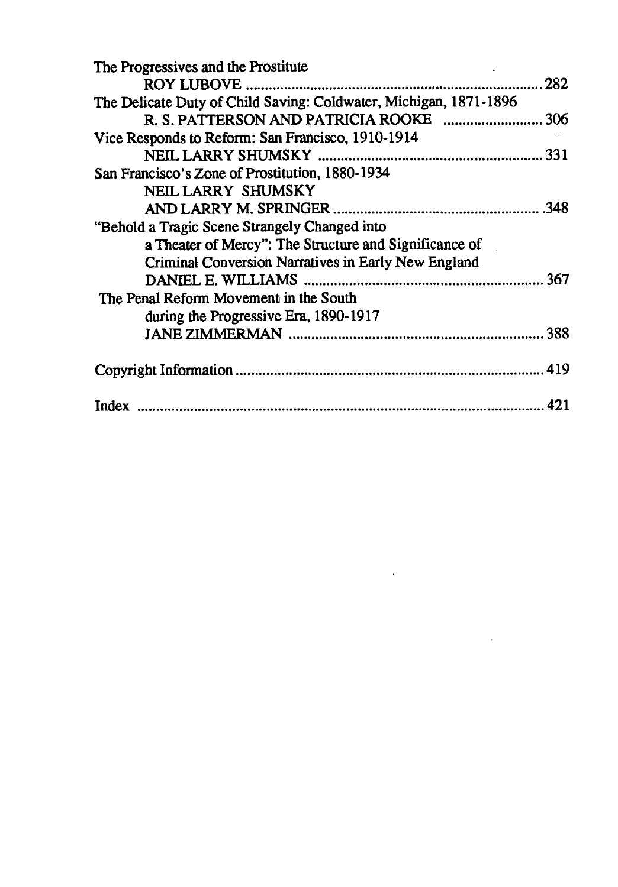The Progressives and the Prostitute
ROY LUBOVE ... 282

The Delicate Duty of Child Saving: Coldwater, Michigan, 1871-1896
R. S. PATTERSON AND PATRICIA ROOKE ... 306

Vice Responds to Reform: San Francisco, 1910-1914
NEIL LARRY SHUMSKY ... 331

San Francisco's Zone of Prostitution, 1880-1934
NEIL LARRY SHUMSKY
AND LARRY M. SPRINGER ... 348

"Behold a Tragic Scene Strangely Changed into
a Theater of Mercy": The Structure and Significance of
Criminal Conversion Narratives in Early New England
DANIEL E. WILLIAMS ... 367

The Penal Reform Movement in the South
during the Progressive Era, 1890-1917
JANE ZIMMERMAN ... 388

Copyright Information ... 419

Index ... 421